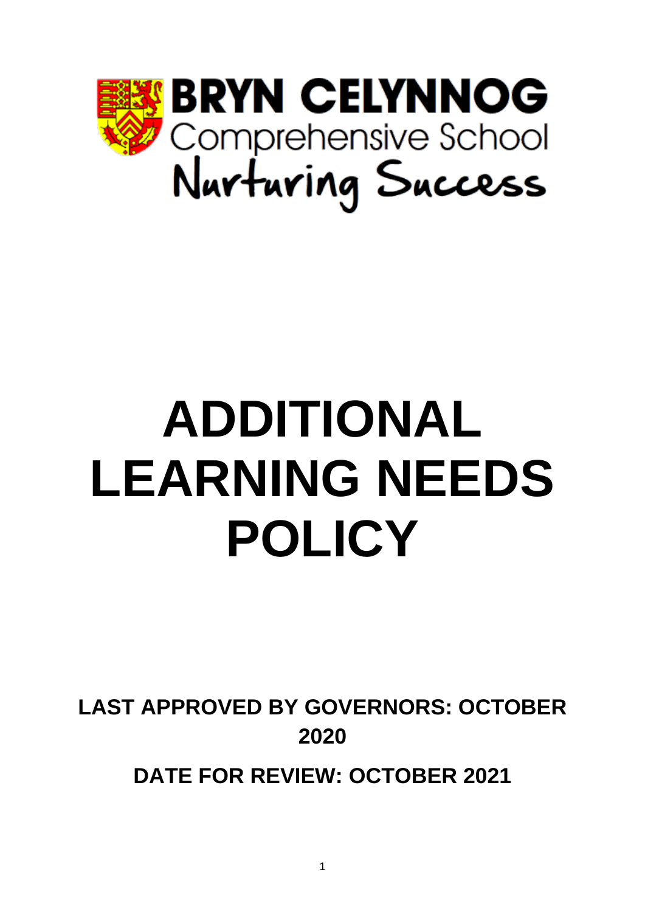**BRYN CELYNNOG**
Comprehensive School
Nurturing Success

# ADDITIONAL LEARNING NEEDS POLICY

**LAST APPROVED BY GOVERNORS: OCTOBER 2020**

**DATE FOR REVIEW: OCTOBER 2021**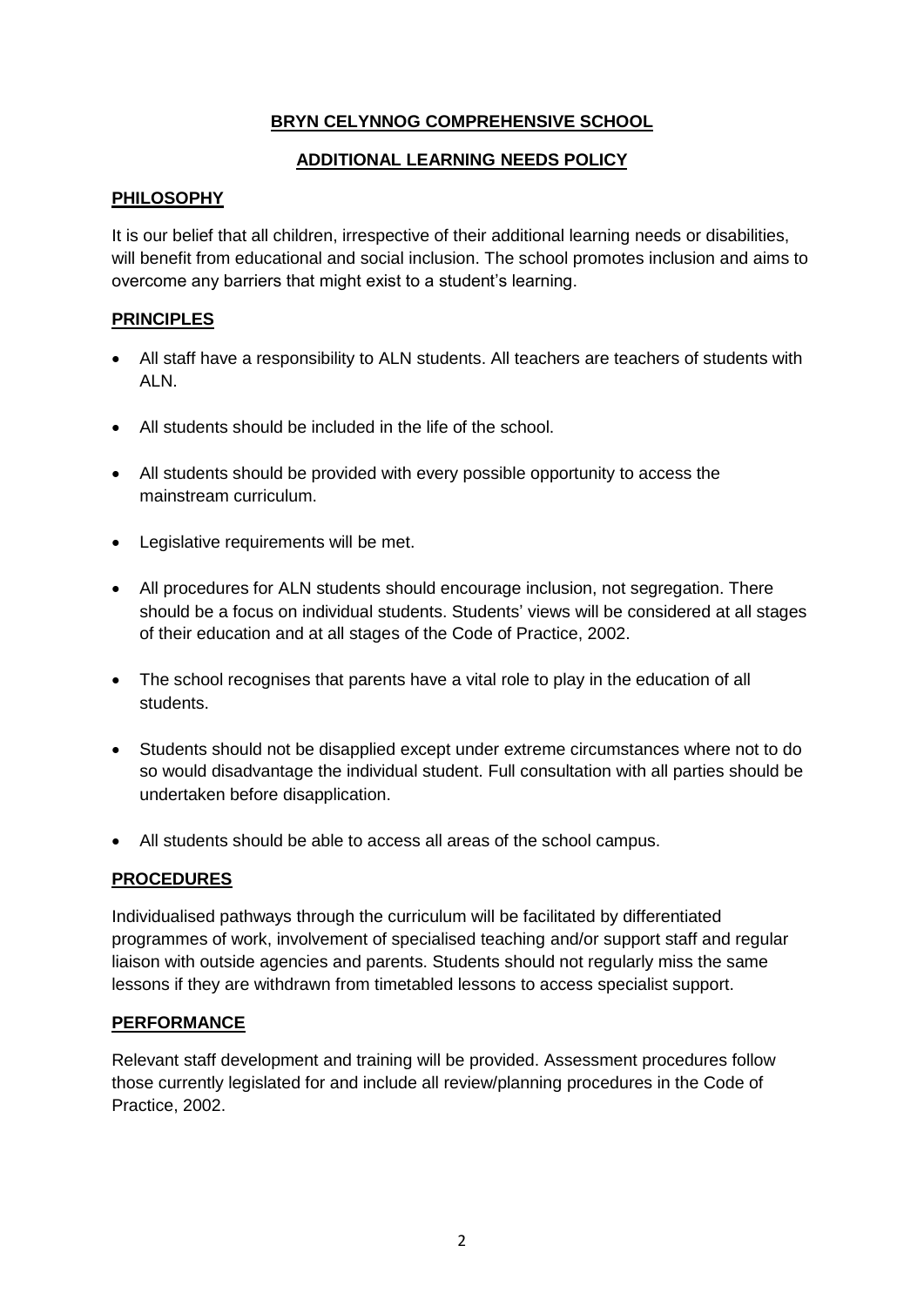# BRYN CELYNNOG COMPREHENSIVE SCHOOL

## ADDITIONAL LEARNING NEEDS POLICY

### PHILOSOPHY

It is our belief that all children, irrespective of their additional learning needs or disabilities, will benefit from educational and social inclusion. The school promotes inclusion and aims to overcome any barriers that might exist to a student's learning.

### PRINCIPLES

- All staff have a responsibility to ALN students. All teachers are teachers of students with ALN.
- All students should be included in the life of the school.
- All students should be provided with every possible opportunity to access the mainstream curriculum.
- Legislative requirements will be met.
- All procedures for ALN students should encourage inclusion, not segregation. There should be a focus on individual students. Students' views will be considered at all stages of their education and at all stages of the Code of Practice, 2002.
- The school recognises that parents have a vital role to play in the education of all students.
- Students should not be disapplied except under extreme circumstances where not to do so would disadvantage the individual student. Full consultation with all parties should be undertaken before disapplication.
- All students should be able to access all areas of the school campus.

### PROCEDURES

Individualised pathways through the curriculum will be facilitated by differentiated programmes of work, involvement of specialised teaching and/or support staff and regular liaison with outside agencies and parents. Students should not regularly miss the same lessons if they are withdrawn from timetabled lessons to access specialist support.

### PERFORMANCE

Relevant staff development and training will be provided. Assessment procedures follow those currently legislated for and include all review/planning procedures in the Code of Practice, 2002.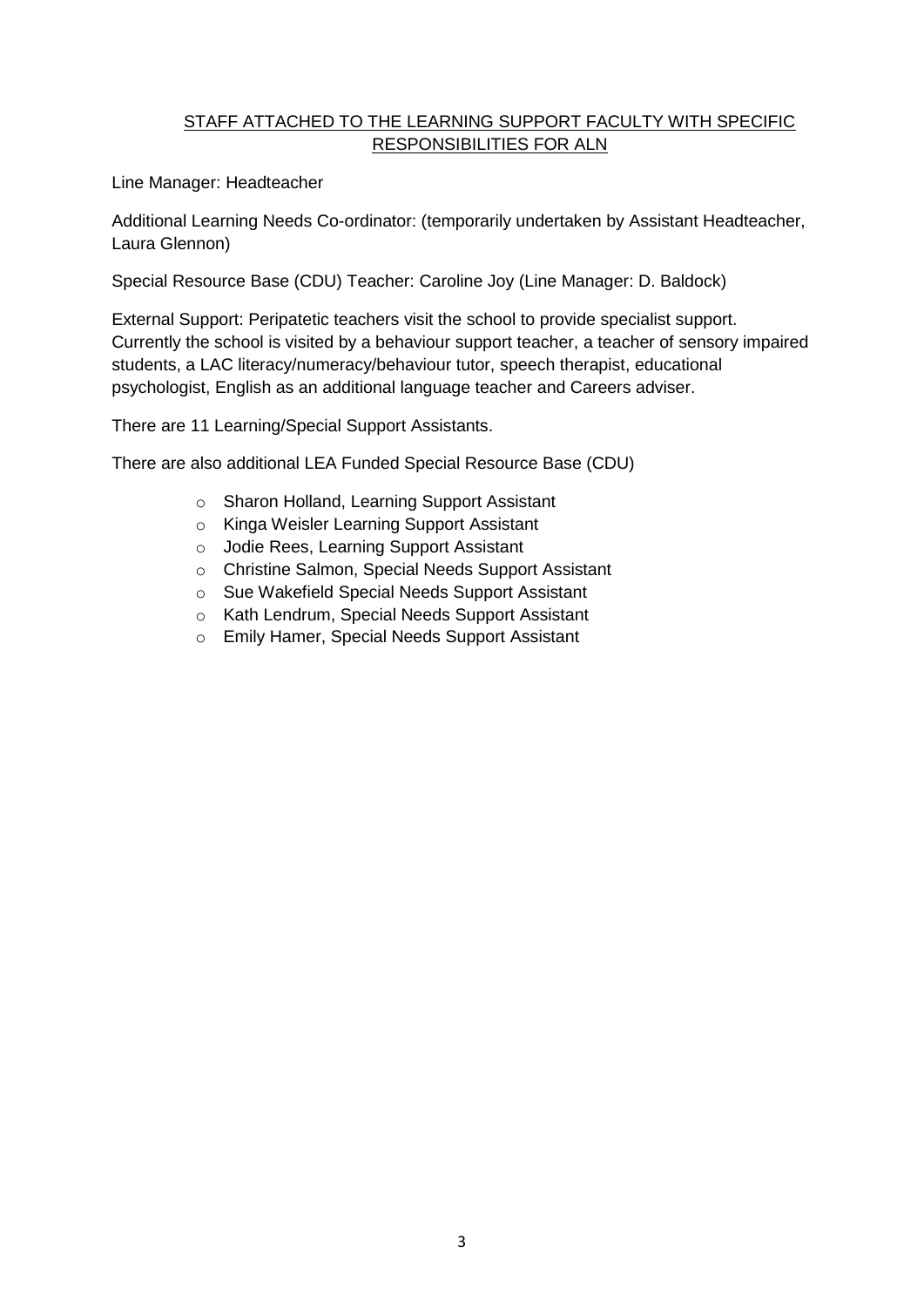## STAFF ATTACHED TO THE LEARNING SUPPORT FACULTY WITH SPECIFIC RESPONSIBILITIES FOR ALN

Line Manager: Headteacher

Additional Learning Needs Co-ordinator: (temporarily undertaken by Assistant Headteacher, Laura Glennon)

Special Resource Base (CDU) Teacher: Caroline Joy (Line Manager: D. Baldock)

External Support: Peripatetic teachers visit the school to provide specialist support. Currently the school is visited by a behaviour support teacher, a teacher of sensory impaired students, a LAC literacy/numeracy/behaviour tutor, speech therapist, educational psychologist, English as an additional language teacher and Careers adviser.

There are 11 Learning/Special Support Assistants.

There are also additional LEA Funded Special Resource Base (CDU)

- Sharon Holland, Learning Support Assistant
- Kinga Weisler Learning Support Assistant
- Jodie Rees, Learning Support Assistant
- Christine Salmon, Special Needs Support Assistant
- Sue Wakefield Special Needs Support Assistant
- Kath Lendrum, Special Needs Support Assistant
- Emily Hamer, Special Needs Support Assistant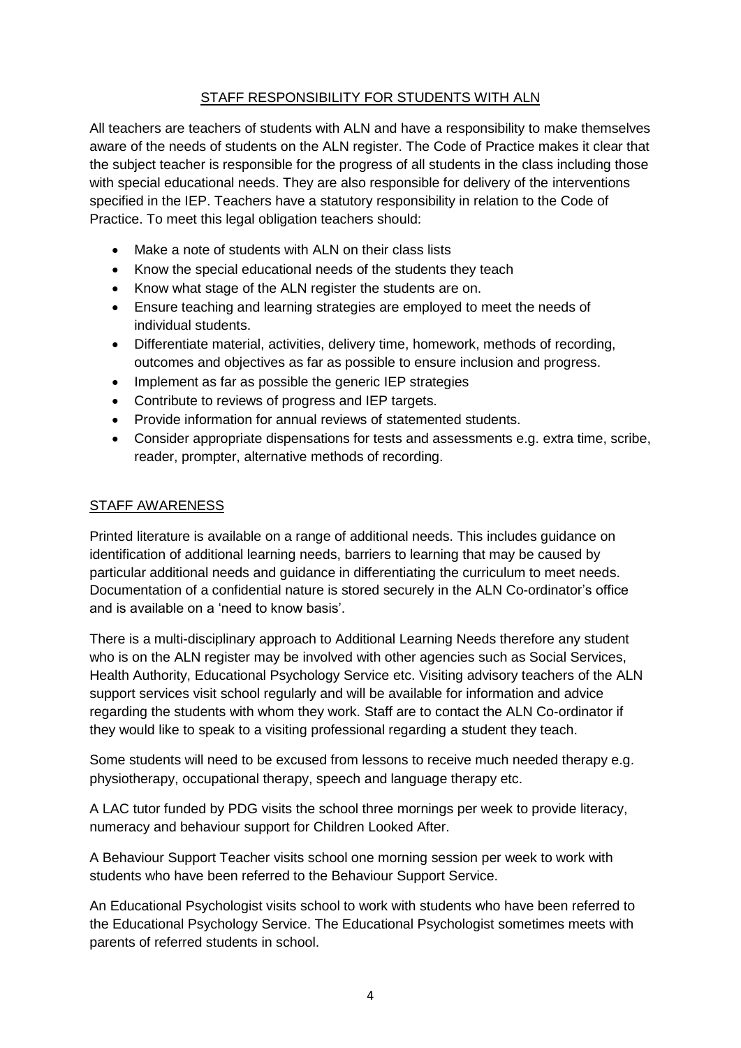## STAFF RESPONSIBILITY FOR STUDENTS WITH ALN

All teachers are teachers of students with ALN and have a responsibility to make themselves aware of the needs of students on the ALN register. The Code of Practice makes it clear that the subject teacher is responsible for the progress of all students in the class including those with special educational needs. They are also responsible for delivery of the interventions specified in the IEP. Teachers have a statutory responsibility in relation to the Code of Practice. To meet this legal obligation teachers should:

- Make a note of students with ALN on their class lists
- Know the special educational needs of the students they teach
- Know what stage of the ALN register the students are on.
- Ensure teaching and learning strategies are employed to meet the needs of individual students.
- Differentiate material, activities, delivery time, homework, methods of recording, outcomes and objectives as far as possible to ensure inclusion and progress.
- Implement as far as possible the generic IEP strategies
- Contribute to reviews of progress and IEP targets.
- Provide information for annual reviews of statemented students.
- Consider appropriate dispensations for tests and assessments e.g. extra time, scribe, reader, prompter, alternative methods of recording.

## STAFF AWARENESS

Printed literature is available on a range of additional needs. This includes guidance on identification of additional learning needs, barriers to learning that may be caused by particular additional needs and guidance in differentiating the curriculum to meet needs. Documentation of a confidential nature is stored securely in the ALN Co-ordinator's office and is available on a 'need to know basis'.

There is a multi-disciplinary approach to Additional Learning Needs therefore any student who is on the ALN register may be involved with other agencies such as Social Services, Health Authority, Educational Psychology Service etc. Visiting advisory teachers of the ALN support services visit school regularly and will be available for information and advice regarding the students with whom they work. Staff are to contact the ALN Co-ordinator if they would like to speak to a visiting professional regarding a student they teach.

Some students will need to be excused from lessons to receive much needed therapy e.g. physiotherapy, occupational therapy, speech and language therapy etc.

A LAC tutor funded by PDG visits the school three mornings per week to provide literacy, numeracy and behaviour support for Children Looked After.

A Behaviour Support Teacher visits school one morning session per week to work with students who have been referred to the Behaviour Support Service.

An Educational Psychologist visits school to work with students who have been referred to the Educational Psychology Service. The Educational Psychologist sometimes meets with parents of referred students in school.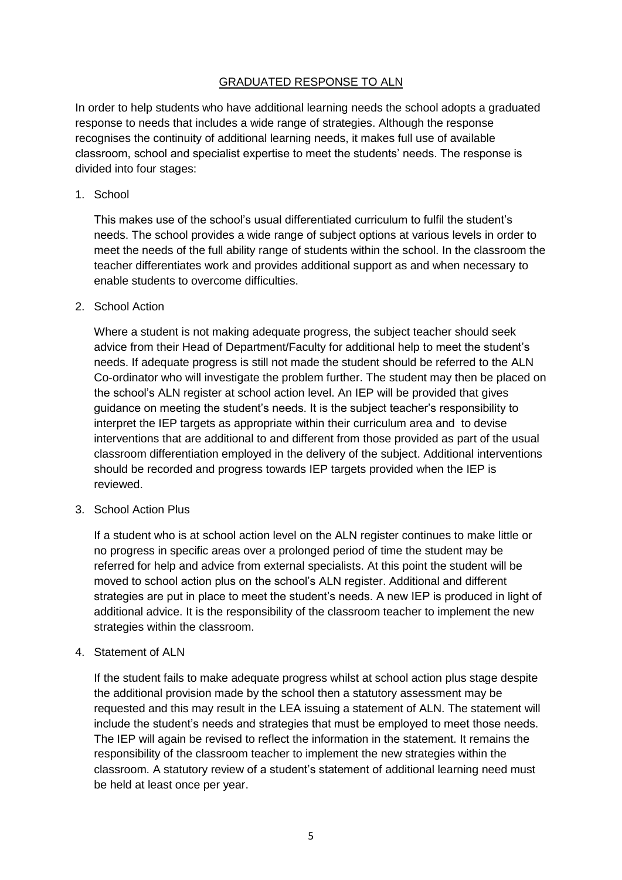## GRADUATED RESPONSE TO ALN

In order to help students who have additional learning needs the school adopts a graduated response to needs that includes a wide range of strategies. Although the response recognises the continuity of additional learning needs, it makes full use of available classroom, school and specialist expertise to meet the students' needs. The response is divided into four stages:

1. School

   This makes use of the school's usual differentiated curriculum to fulfil the student's needs. The school provides a wide range of subject options at various levels in order to meet the needs of the full ability range of students within the school. In the classroom the teacher differentiates work and provides additional support as and when necessary to enable students to overcome difficulties.

2. School Action

   Where a student is not making adequate progress, the subject teacher should seek advice from their Head of Department/Faculty for additional help to meet the student's needs. If adequate progress is still not made the student should be referred to the ALN Co-ordinator who will investigate the problem further. The student may then be placed on the school's ALN register at school action level. An IEP will be provided that gives guidance on meeting the student's needs. It is the subject teacher's responsibility to interpret the IEP targets as appropriate within their curriculum area and to devise interventions that are additional to and different from those provided as part of the usual classroom differentiation employed in the delivery of the subject. Additional interventions should be recorded and progress towards IEP targets provided when the IEP is reviewed.

3. School Action Plus

   If a student who is at school action level on the ALN register continues to make little or no progress in specific areas over a prolonged period of time the student may be referred for help and advice from external specialists. At this point the student will be moved to school action plus on the school's ALN register. Additional and different strategies are put in place to meet the student's needs. A new IEP is produced in light of additional advice. It is the responsibility of the classroom teacher to implement the new strategies within the classroom.

4. Statement of ALN

   If the student fails to make adequate progress whilst at school action plus stage despite the additional provision made by the school then a statutory assessment may be requested and this may result in the LEA issuing a statement of ALN. The statement will include the student's needs and strategies that must be employed to meet those needs. The IEP will again be revised to reflect the information in the statement. It remains the responsibility of the classroom teacher to implement the new strategies within the classroom. A statutory review of a student's statement of additional learning need must be held at least once per year.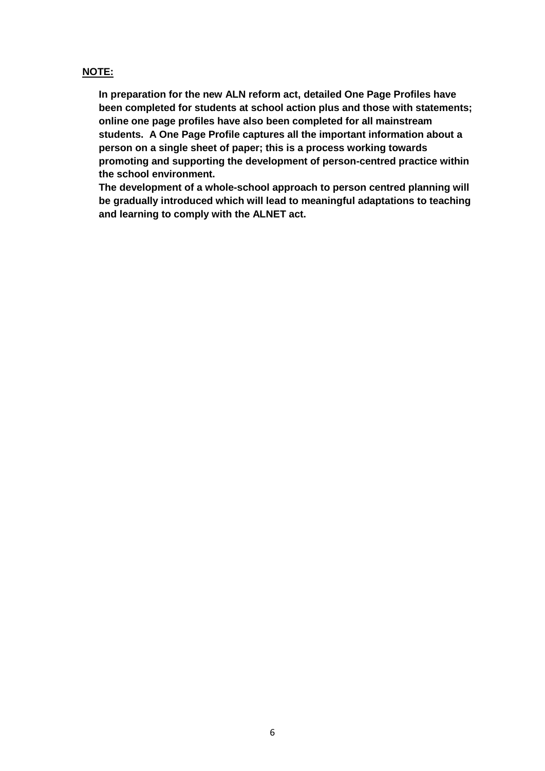**<u>NOTE:</u>**

**In preparation for the new ALN reform act, detailed One Page Profiles have been completed for students at school action plus and those with statements; online one page profiles have also been completed for all mainstream students. A One Page Profile captures all the important information about a person on a single sheet of paper; this is a process working towards promoting and supporting the development of person-centred practice within the school environment.**

**The development of a whole-school approach to person centred planning will be gradually introduced which will lead to meaningful adaptations to teaching and learning to comply with the ALNET act.**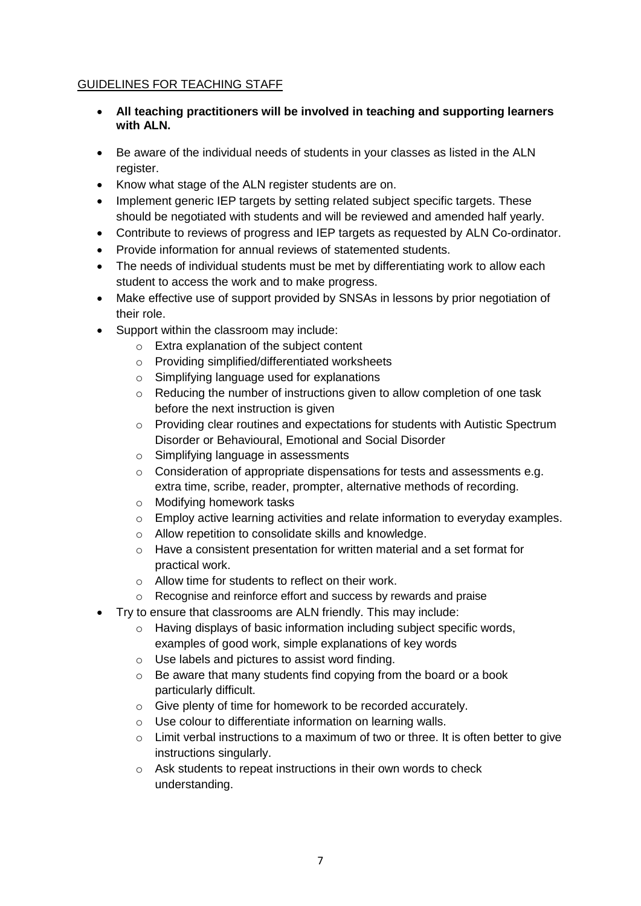## GUIDELINES FOR TEACHING STAFF

- **All teaching practitioners will be involved in teaching and supporting learners with ALN.**
- Be aware of the individual needs of students in your classes as listed in the ALN register.
- Know what stage of the ALN register students are on.
- Implement generic IEP targets by setting related subject specific targets. These should be negotiated with students and will be reviewed and amended half yearly.
- Contribute to reviews of progress and IEP targets as requested by ALN Co-ordinator.
- Provide information for annual reviews of statemented students.
- The needs of individual students must be met by differentiating work to allow each student to access the work and to make progress.
- Make effective use of support provided by SNSAs in lessons by prior negotiation of their role.
- Support within the classroom may include:
  - Extra explanation of the subject content
  - Providing simplified/differentiated worksheets
  - Simplifying language used for explanations
  - Reducing the number of instructions given to allow completion of one task before the next instruction is given
  - Providing clear routines and expectations for students with Autistic Spectrum Disorder or Behavioural, Emotional and Social Disorder
  - Simplifying language in assessments
  - Consideration of appropriate dispensations for tests and assessments e.g. extra time, scribe, reader, prompter, alternative methods of recording.
  - Modifying homework tasks
  - Employ active learning activities and relate information to everyday examples.
  - Allow repetition to consolidate skills and knowledge.
  - Have a consistent presentation for written material and a set format for practical work.
  - Allow time for students to reflect on their work.
  - Recognise and reinforce effort and success by rewards and praise
- Try to ensure that classrooms are ALN friendly. This may include:
  - Having displays of basic information including subject specific words, examples of good work, simple explanations of key words
  - Use labels and pictures to assist word finding.
  - Be aware that many students find copying from the board or a book particularly difficult.
  - Give plenty of time for homework to be recorded accurately.
  - Use colour to differentiate information on learning walls.
  - Limit verbal instructions to a maximum of two or three. It is often better to give instructions singularly.
  - Ask students to repeat instructions in their own words to check understanding.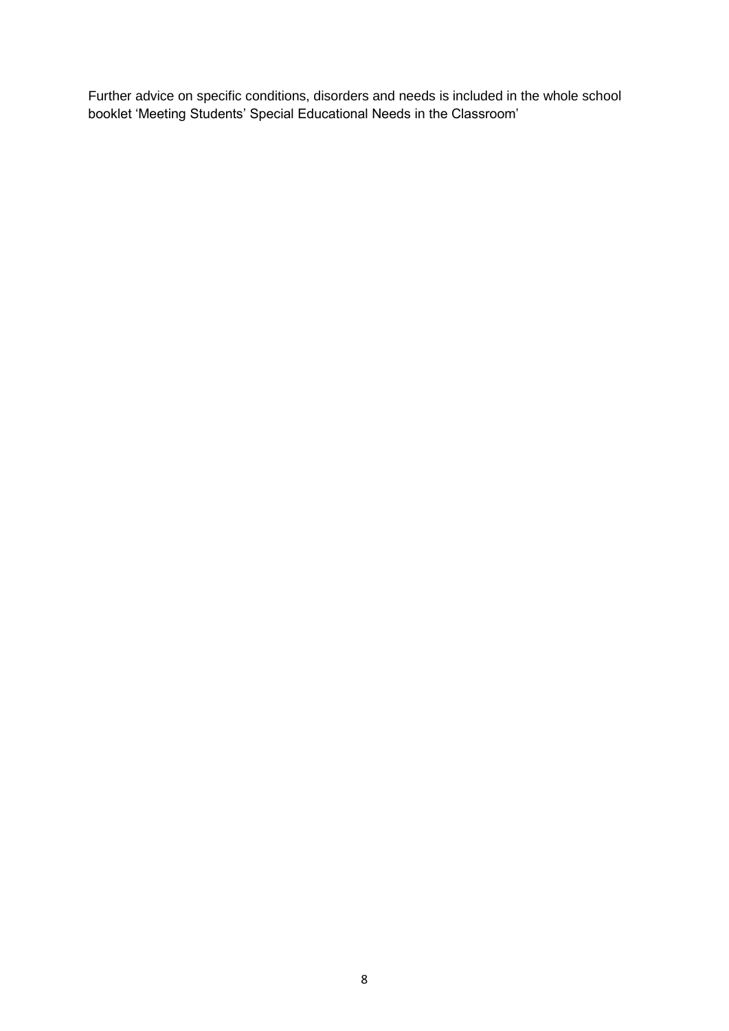Further advice on specific conditions, disorders and needs is included in the whole school booklet 'Meeting Students' Special Educational Needs in the Classroom'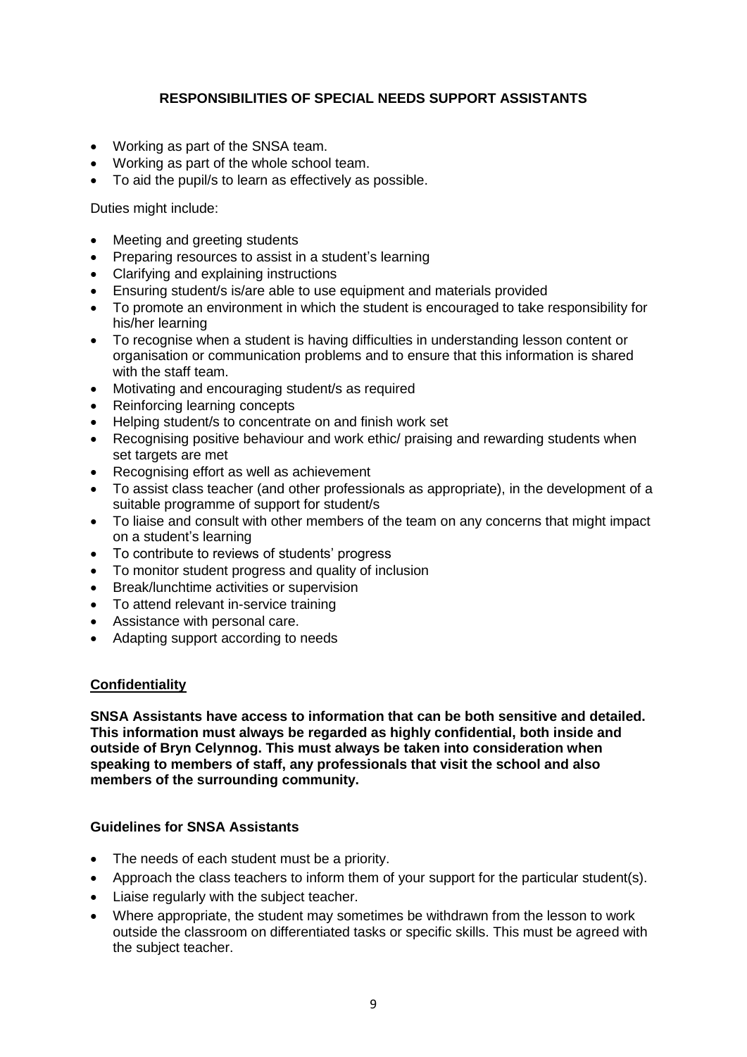## RESPONSIBILITIES OF SPECIAL NEEDS SUPPORT ASSISTANTS

- Working as part of the SNSA team.
- Working as part of the whole school team.
- To aid the pupil/s to learn as effectively as possible.

Duties might include:

- Meeting and greeting students
- Preparing resources to assist in a student's learning
- Clarifying and explaining instructions
- Ensuring student/s is/are able to use equipment and materials provided
- To promote an environment in which the student is encouraged to take responsibility for his/her learning
- To recognise when a student is having difficulties in understanding lesson content or organisation or communication problems and to ensure that this information is shared with the staff team.
- Motivating and encouraging student/s as required
- Reinforcing learning concepts
- Helping student/s to concentrate on and finish work set
- Recognising positive behaviour and work ethic/ praising and rewarding students when set targets are met
- Recognising effort as well as achievement
- To assist class teacher (and other professionals as appropriate), in the development of a suitable programme of support for student/s
- To liaise and consult with other members of the team on any concerns that might impact on a student's learning
- To contribute to reviews of students' progress
- To monitor student progress and quality of inclusion
- Break/lunchtime activities or supervision
- To attend relevant in-service training
- Assistance with personal care.
- Adapting support according to needs

### Confidentiality

**SNSA Assistants have access to information that can be both sensitive and detailed. This information must always be regarded as highly confidential, both inside and outside of Bryn Celynnog. This must always be taken into consideration when speaking to members of staff, any professionals that visit the school and also members of the surrounding community.**

### Guidelines for SNSA Assistants

- The needs of each student must be a priority.
- Approach the class teachers to inform them of your support for the particular student(s).
- Liaise regularly with the subject teacher.
- Where appropriate, the student may sometimes be withdrawn from the lesson to work outside the classroom on differentiated tasks or specific skills. This must be agreed with the subject teacher.